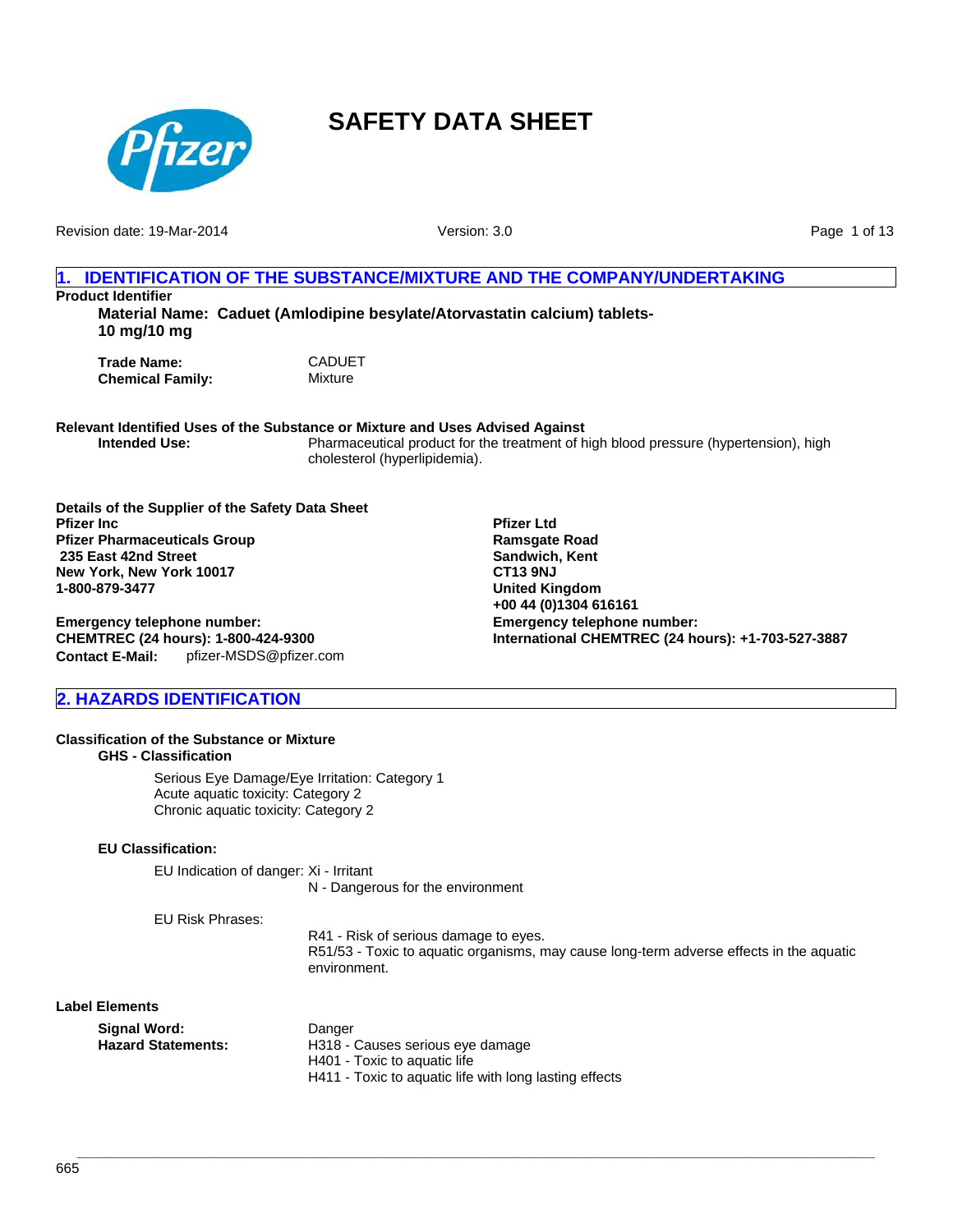# SAFETY DATA SHEET

Revision date: 19-Mar-2014

Version: 3.0

## 1. IDENTIFICATION OF THE SUBSTANCE/MIXTURE AND THE COMPANY/UNDERTAKING

**Product Identifier**

**Material Name: Caduet (Amlodipine besylate/Atorvastatin calcium) tablets-10 mg/10 mg**

**Trade Name:** CADUET
**Chemical Family:** Mixture

**Relevant Identified Uses of the Substance or Mixture and Uses Advised Against**

**Intended Use:** Pharmaceutical product for the treatment of high blood pressure (hypertension), high cholesterol (hyperlipidemia).

**Details of the Supplier of the Safety Data Sheet**

**Pfizer Inc**
**Pfizer Pharmaceuticals Group**
**235 East 42nd Street**
**New York, New York 10017**
**1-800-879-3477**

**Emergency telephone number:**
**CHEMTREC (24 hours): 1-800-424-9300**
**Contact E-Mail:** pfizer-MSDS@pfizer.com

**Pfizer Ltd**
**Ramsgate Road**
**Sandwich, Kent**
**CT13 9NJ**
**United Kingdom**
**+00 44 (0)1304 616161**
**Emergency telephone number:**
**International CHEMTREC (24 hours): +1-703-527-3887**

## 2. HAZARDS IDENTIFICATION

**Classification of the Substance or Mixture**

**GHS - Classification**

Serious Eye Damage/Eye Irritation: Category 1
Acute aquatic toxicity: Category 2
Chronic aquatic toxicity: Category 2

**EU Classification:**

EU Indication of danger: Xi - Irritant
N - Dangerous for the environment

EU Risk Phrases:
R41 - Risk of serious damage to eyes.
R51/53 - Toxic to aquatic organisms, may cause long-term adverse effects in the aquatic environment.

**Label Elements**

**Signal Word:** Danger
**Hazard Statements:**
H318 - Causes serious eye damage
H401 - Toxic to aquatic life
H411 - Toxic to aquatic life with long lasting effects

665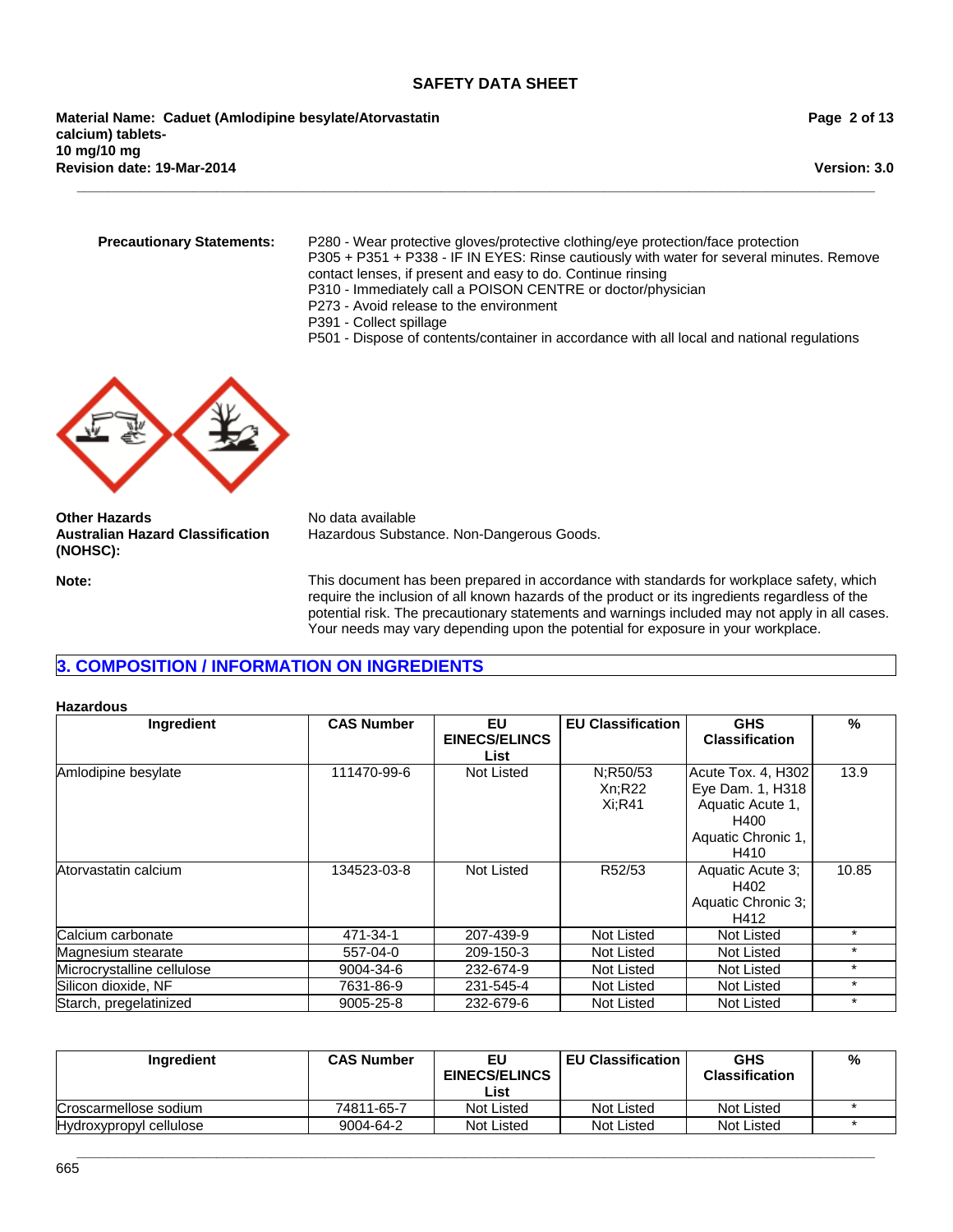**Precautionary Statements:**

P280 - Wear protective gloves/protective clothing/eye protection/face protection
P305 + P351 + P338 - IF IN EYES: Rinse cautiously with water for several minutes. Remove contact lenses, if present and easy to do. Continue rinsing
P310 - Immediately call a POISON CENTRE or doctor/physician
P273 - Avoid release to the environment
P391 - Collect spillage
P501 - Dispose of contents/container in accordance with all local and national regulations

**Other Hazards** No data available

**Australian Hazard Classification (NOHSC):** Hazardous Substance. Non-Dangerous Goods.

**Note:** This document has been prepared in accordance with standards for workplace safety, which require the inclusion of all known hazards of the product or its ingredients regardless of the potential risk. The precautionary statements and warnings included may not apply in all cases. Your needs may vary depending upon the potential for exposure in your workplace.

## 3. COMPOSITION / INFORMATION ON INGREDIENTS

**Hazardous**

| Ingredient | CAS Number | EU EINECS/ELINCS List | EU Classification | GHS Classification | % |
|---|---|---|---|---|---|
| Amlodipine besylate | 111470-99-6 | Not Listed | N;R50/53 Xn;R22 Xi;R41 | Acute Tox. 4, H302 Eye Dam. 1, H318 Aquatic Acute 1, H400 Aquatic Chronic 1, H410 | 13.9 |
| Atorvastatin calcium | 134523-03-8 | Not Listed | R52/53 | Aquatic Acute 3; H402 Aquatic Chronic 3; H412 | 10.85 |
| Calcium carbonate | 471-34-1 | 207-439-9 | Not Listed | Not Listed | * |
| Magnesium stearate | 557-04-0 | 209-150-3 | Not Listed | Not Listed | * |
| Microcrystalline cellulose | 9004-34-6 | 232-674-9 | Not Listed | Not Listed | * |
| Silicon dioxide, NF | 7631-86-9 | 231-545-4 | Not Listed | Not Listed | * |
| Starch, pregelatinized | 9005-25-8 | 232-679-6 | Not Listed | Not Listed | * |

| Ingredient | CAS Number | EU EINECS/ELINCS List | EU Classification | GHS Classification | % |
|---|---|---|---|---|---|
| Croscarmellose sodium | 74811-65-7 | Not Listed | Not Listed | Not Listed | * |
| Hydroxypropyl cellulose | 9004-64-2 | Not Listed | Not Listed | Not Listed | * |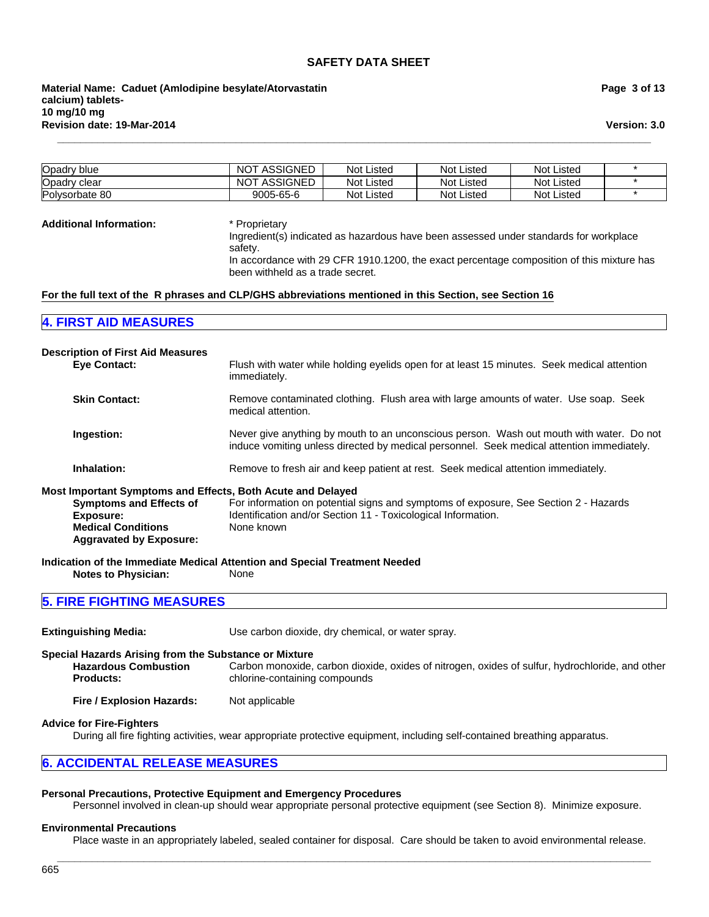| Opadry blue | NOT ASSIGNED | Not Listed | Not Listed | Not Listed | * |
|---|---|---|---|---|---|
| Opadry clear | NOT ASSIGNED | Not Listed | Not Listed | Not Listed | * |
| Polysorbate 80 | 9005-65-6 | Not Listed | Not Listed | Not Listed | * |

**Additional Information:**
* Proprietary
Ingredient(s) indicated as hazardous have been assessed under standards for workplace safety.
In accordance with 29 CFR 1910.1200, the exact percentage composition of this mixture has been withheld as a trade secret.

**For the full text of the R phrases and CLP/GHS abbreviations mentioned in this Section, see Section 16**

## 4. FIRST AID MEASURES

**Description of First Aid Measures**

**Eye Contact:** Flush with water while holding eyelids open for at least 15 minutes. Seek medical attention immediately.

**Skin Contact:** Remove contaminated clothing. Flush area with large amounts of water. Use soap. Seek medical attention.

**Ingestion:** Never give anything by mouth to an unconscious person. Wash out mouth with water. Do not induce vomiting unless directed by medical personnel. Seek medical attention immediately.

**Inhalation:** Remove to fresh air and keep patient at rest. Seek medical attention immediately.

**Most Important Symptoms and Effects, Both Acute and Delayed**

**Symptoms and Effects of Exposure:** For information on potential signs and symptoms of exposure, See Section 2 - Hazards Identification and/or Section 11 - Toxicological Information.

**Medical Conditions Aggravated by Exposure:** None known

**Indication of the Immediate Medical Attention and Special Treatment Needed**

**Notes to Physician:** None

## 5. FIRE FIGHTING MEASURES

**Extinguishing Media:** Use carbon dioxide, dry chemical, or water spray.

**Special Hazards Arising from the Substance or Mixture**

**Hazardous Combustion Products:** Carbon monoxide, carbon dioxide, oxides of nitrogen, oxides of sulfur, hydrochloride, and other chlorine-containing compounds

**Fire / Explosion Hazards:** Not applicable

**Advice for Fire-Fighters**

During all fire fighting activities, wear appropriate protective equipment, including self-contained breathing apparatus.

## 6. ACCIDENTAL RELEASE MEASURES

**Personal Precautions, Protective Equipment and Emergency Procedures**

Personnel involved in clean-up should wear appropriate personal protective equipment (see Section 8). Minimize exposure.

**Environmental Precautions**

Place waste in an appropriately labeled, sealed container for disposal. Care should be taken to avoid environmental release.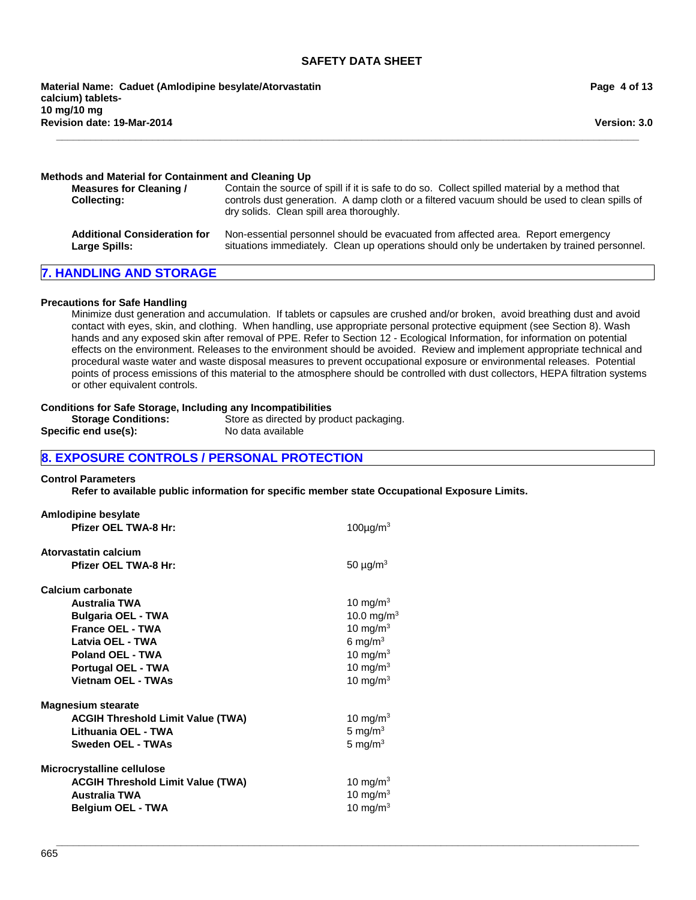**Methods and Material for Containment and Cleaning Up**

**Measures for Cleaning / Collecting:** Contain the source of spill if it is safe to do so. Collect spilled material by a method that controls dust generation. A damp cloth or a filtered vacuum should be used to clean spills of dry solids. Clean spill area thoroughly.

**Additional Consideration for Large Spills:** Non-essential personnel should be evacuated from affected area. Report emergency situations immediately. Clean up operations should only be undertaken by trained personnel.

## 7. HANDLING AND STORAGE

**Precautions for Safe Handling**

Minimize dust generation and accumulation. If tablets or capsules are crushed and/or broken, avoid breathing dust and avoid contact with eyes, skin, and clothing. When handling, use appropriate personal protective equipment (see Section 8). Wash hands and any exposed skin after removal of PPE. Refer to Section 12 - Ecological Information, for information on potential effects on the environment. Releases to the environment should be avoided. Review and implement appropriate technical and procedural waste water and waste disposal measures to prevent occupational exposure or environmental releases. Potential points of process emissions of this material to the atmosphere should be controlled with dust collectors, HEPA filtration systems or other equivalent controls.

**Conditions for Safe Storage, Including any Incompatibilities**

**Storage Conditions:** Store as directed by product packaging.

**Specific end use(s):** No data available

## 8. EXPOSURE CONTROLS / PERSONAL PROTECTION

**Control Parameters**

**Refer to available public information for specific member state Occupational Exposure Limits.**

**Amlodipine besylate**

| | |
|---|---|
| **Pfizer OEL TWA-8 Hr:** | 100µg/m$^3$ |

**Atorvastatin calcium**

| | |
|---|---|
| **Pfizer OEL TWA-8 Hr:** | 50 µg/m$^3$ |

**Calcium carbonate**

| | |
|---|---|
| **Australia TWA** | 10 mg/m$^3$ |
| **Bulgaria OEL - TWA** | 10.0 mg/m$^3$ |
| **France OEL - TWA** | 10 mg/m$^3$ |
| **Latvia OEL - TWA** | 6 mg/m$^3$ |
| **Poland OEL - TWA** | 10 mg/m$^3$ |
| **Portugal OEL - TWA** | 10 mg/m$^3$ |
| **Vietnam OEL - TWAs** | 10 mg/m$^3$ |

**Magnesium stearate**

| | |
|---|---|
| **ACGIH Threshold Limit Value (TWA)** | 10 mg/m$^3$ |
| **Lithuania OEL - TWA** | 5 mg/m$^3$ |
| **Sweden OEL - TWAs** | 5 mg/m$^3$ |

**Microcrystalline cellulose**

| | |
|---|---|
| **ACGIH Threshold Limit Value (TWA)** | 10 mg/m$^3$ |
| **Australia TWA** | 10 mg/m$^3$ |
| **Belgium OEL - TWA** | 10 mg/m$^3$ |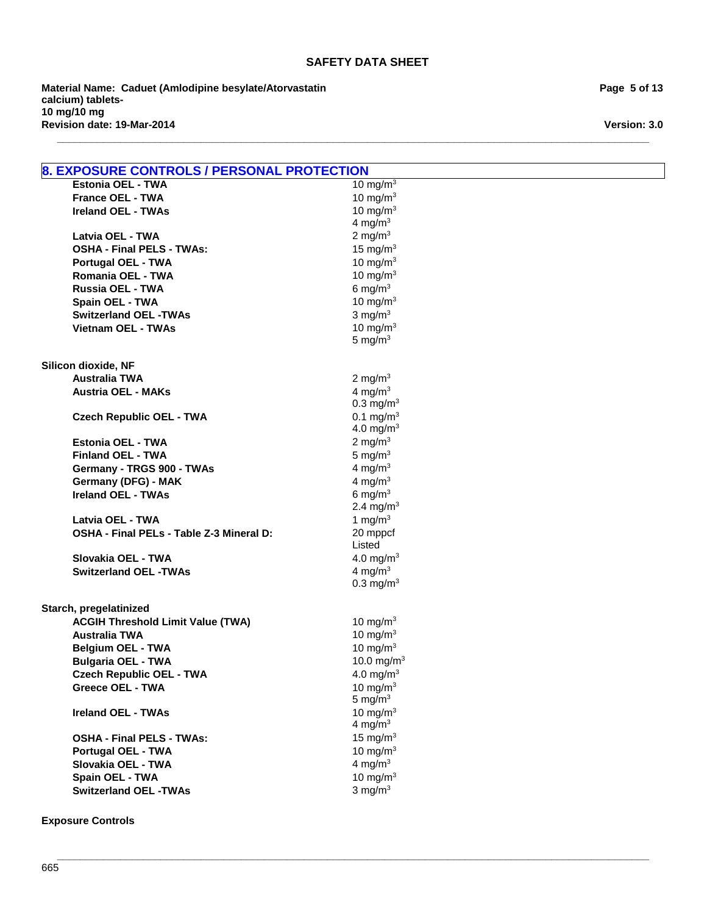## 8. EXPOSURE CONTROLS / PERSONAL PROTECTION

| | |
|---|---|
| **Estonia OEL - TWA** | 10 mg/m$^3$ |
| **France OEL - TWA** | 10 mg/m$^3$ |
| **Ireland OEL - TWAs** | 10 mg/m$^3$<br>4 mg/m$^3$ |
| **Latvia OEL - TWA** | 2 mg/m$^3$ |
| **OSHA - Final PELS - TWAs:** | 15 mg/m$^3$ |
| **Portugal OEL - TWA** | 10 mg/m$^3$ |
| **Romania OEL - TWA** | 10 mg/m$^3$ |
| **Russia OEL - TWA** | 6 mg/m$^3$ |
| **Spain OEL - TWA** | 10 mg/m$^3$ |
| **Switzerland OEL -TWAs** | 3 mg/m$^3$ |
| **Vietnam OEL - TWAs** | 10 mg/m$^3$<br>5 mg/m$^3$ |

**Silicon dioxide, NF**

| | |
|---|---|
| **Australia TWA** | 2 mg/m$^3$ |
| **Austria OEL - MAKs** | 4 mg/m$^3$<br>0.3 mg/m$^3$ |
| **Czech Republic OEL - TWA** | 0.1 mg/m$^3$<br>4.0 mg/m$^3$ |
| **Estonia OEL - TWA** | 2 mg/m$^3$ |
| **Finland OEL - TWA** | 5 mg/m$^3$ |
| **Germany - TRGS 900 - TWAs** | 4 mg/m$^3$ |
| **Germany (DFG) - MAK** | 4 mg/m$^3$ |
| **Ireland OEL - TWAs** | 6 mg/m$^3$<br>2.4 mg/m$^3$ |
| **Latvia OEL - TWA** | 1 mg/m$^3$ |
| **OSHA - Final PELs - Table Z-3 Mineral D:** | 20 mppcf<br>Listed |
| **Slovakia OEL - TWA** | 4.0 mg/m$^3$ |
| **Switzerland OEL -TWAs** | 4 mg/m$^3$<br>0.3 mg/m$^3$ |

**Starch, pregelatinized**

| | |
|---|---|
| **ACGIH Threshold Limit Value (TWA)** | 10 mg/m$^3$ |
| **Australia TWA** | 10 mg/m$^3$ |
| **Belgium OEL - TWA** | 10 mg/m$^3$ |
| **Bulgaria OEL - TWA** | 10.0 mg/m$^3$ |
| **Czech Republic OEL - TWA** | 4.0 mg/m$^3$ |
| **Greece OEL - TWA** | 10 mg/m$^3$<br>5 mg/m$^3$ |
| **Ireland OEL - TWAs** | 10 mg/m$^3$<br>4 mg/m$^3$ |
| **OSHA - Final PELS - TWAs:** | 15 mg/m$^3$ |
| **Portugal OEL - TWA** | 10 mg/m$^3$ |
| **Slovakia OEL - TWA** | 4 mg/m$^3$ |
| **Spain OEL - TWA** | 10 mg/m$^3$ |
| **Switzerland OEL -TWAs** | 3 mg/m$^3$ |

**Exposure Controls**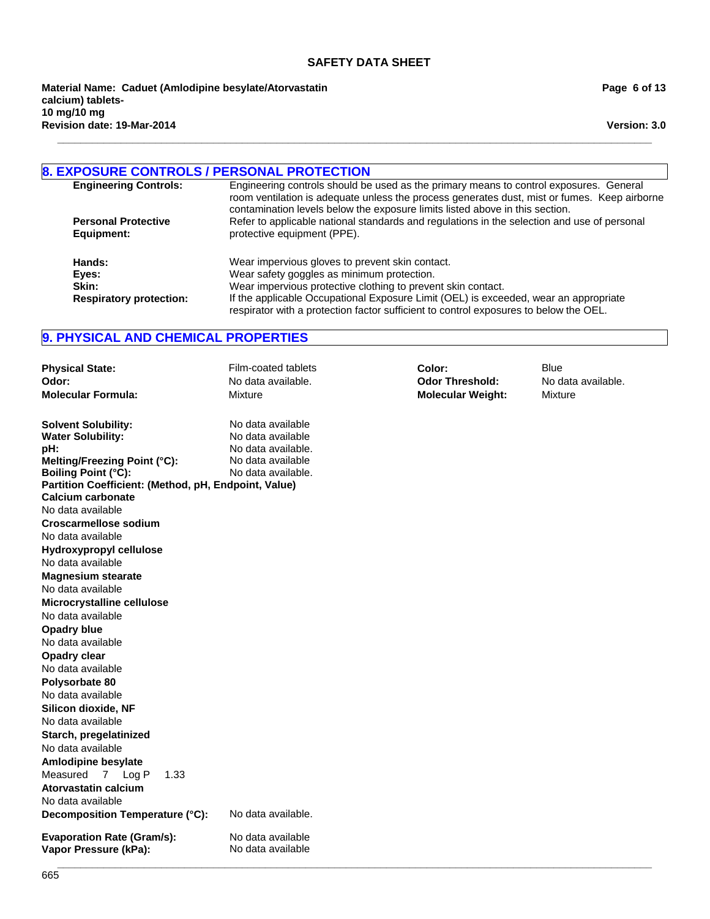## 8. EXPOSURE CONTROLS / PERSONAL PROTECTION

**Engineering Controls:** Engineering controls should be used as the primary means to control exposures. General room ventilation is adequate unless the process generates dust, mist or fumes. Keep airborne contamination levels below the exposure limits listed above in this section.

**Personal Protective Equipment:** Refer to applicable national standards and regulations in the selection and use of personal protective equipment (PPE).

**Hands:** Wear impervious gloves to prevent skin contact.
**Eyes:** Wear safety goggles as minimum protection.
**Skin:** Wear impervious protective clothing to prevent skin contact.
**Respiratory protection:** If the applicable Occupational Exposure Limit (OEL) is exceeded, wear an appropriate respirator with a protection factor sufficient to control exposures to below the OEL.

## 9. PHYSICAL AND CHEMICAL PROPERTIES

**Physical State:** Film-coated tablets
**Color:** Blue
**Odor:** No data available.
**Odor Threshold:** No data available.
**Molecular Formula:** Mixture
**Molecular Weight:** Mixture

**Solvent Solubility:** No data available
**Water Solubility:** No data available
**pH:** No data available.
**Melting/Freezing Point (°C):** No data available
**Boiling Point (°C):** No data available.
**Partition Coefficient: (Method, pH, Endpoint, Value)**
**Calcium carbonate**
No data available
**Croscarmellose sodium**
No data available
**Hydroxypropyl cellulose**
No data available
**Magnesium stearate**
No data available
**Microcrystalline cellulose**
No data available
**Opadry blue**
No data available
**Opadry clear**
No data available
**Polysorbate 80**
No data available
**Silicon dioxide, NF**
No data available
**Starch, pregelatinized**
No data available
**Amlodipine besylate**
Measured 7 Log P 1.33
**Atorvastatin calcium**
No data available
**Decomposition Temperature (°C):** No data available.

**Evaporation Rate (Gram/s):** No data available
**Vapor Pressure (kPa):** No data available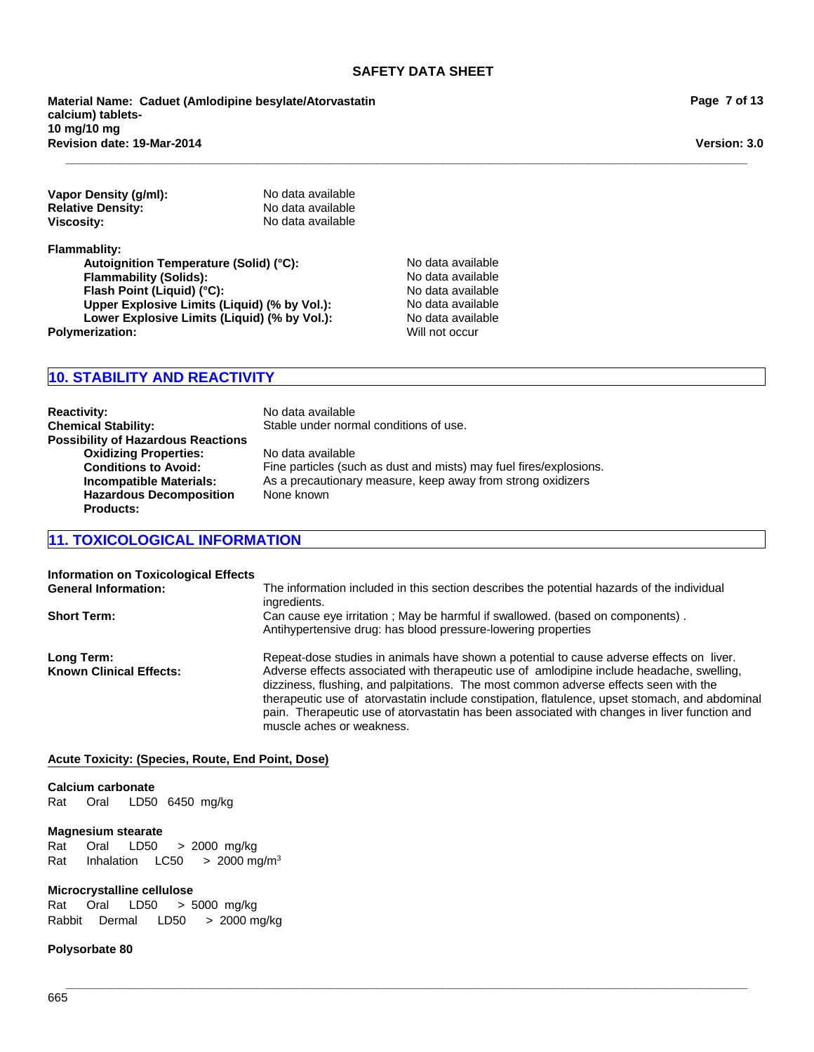**Vapor Density (g/ml):** No data available
**Relative Density:** No data available
**Viscosity:** No data available

**Flammablity:**

| | |
|---|---|
| **Autoignition Temperature (Solid) (°C):** | No data available |
| **Flammability (Solids):** | No data available |
| **Flash Point (Liquid) (°C):** | No data available |
| **Upper Explosive Limits (Liquid) (% by Vol.):** | No data available |
| **Lower Explosive Limits (Liquid) (% by Vol.):** | No data available |

**Polymerization:** Will not occur

## 10. STABILITY AND REACTIVITY

**Reactivity:** No data available
**Chemical Stability:** Stable under normal conditions of use.
**Possibility of Hazardous Reactions**

| | |
|---|---|
| **Oxidizing Properties:** | No data available |
| **Conditions to Avoid:** | Fine particles (such as dust and mists) may fuel fires/explosions. |
| **Incompatible Materials:** | As a precautionary measure, keep away from strong oxidizers |
| **Hazardous Decomposition Products:** | None known |

## 11. TOXICOLOGICAL INFORMATION

**Information on Toxicological Effects**

**General Information:** The information included in this section describes the potential hazards of the individual ingredients.

**Short Term:** Can cause eye irritation ; May be harmful if swallowed. (based on components) . Antihypertensive drug: has blood pressure-lowering properties

**Long Term:** Repeat-dose studies in animals have shown a potential to cause adverse effects on liver.

**Known Clinical Effects:** Adverse effects associated with therapeutic use of amlodipine include headache, swelling, dizziness, flushing, and palpitations. The most common adverse effects seen with the therapeutic use of atorvastatin include constipation, flatulence, upset stomach, and abdominal pain. Therapeutic use of atorvastatin has been associated with changes in liver function and muscle aches or weakness.

**Acute Toxicity: (Species, Route, End Point, Dose)**

**Calcium carbonate**
Rat Oral LD50 6450 mg/kg

**Magnesium stearate**
Rat Oral LD50 > 2000 mg/kg
Rat Inhalation LC50 > 2000 mg/m$^3$

**Microcrystalline cellulose**
Rat Oral LD50 > 5000 mg/kg
Rabbit Dermal LD50 > 2000 mg/kg

**Polysorbate 80**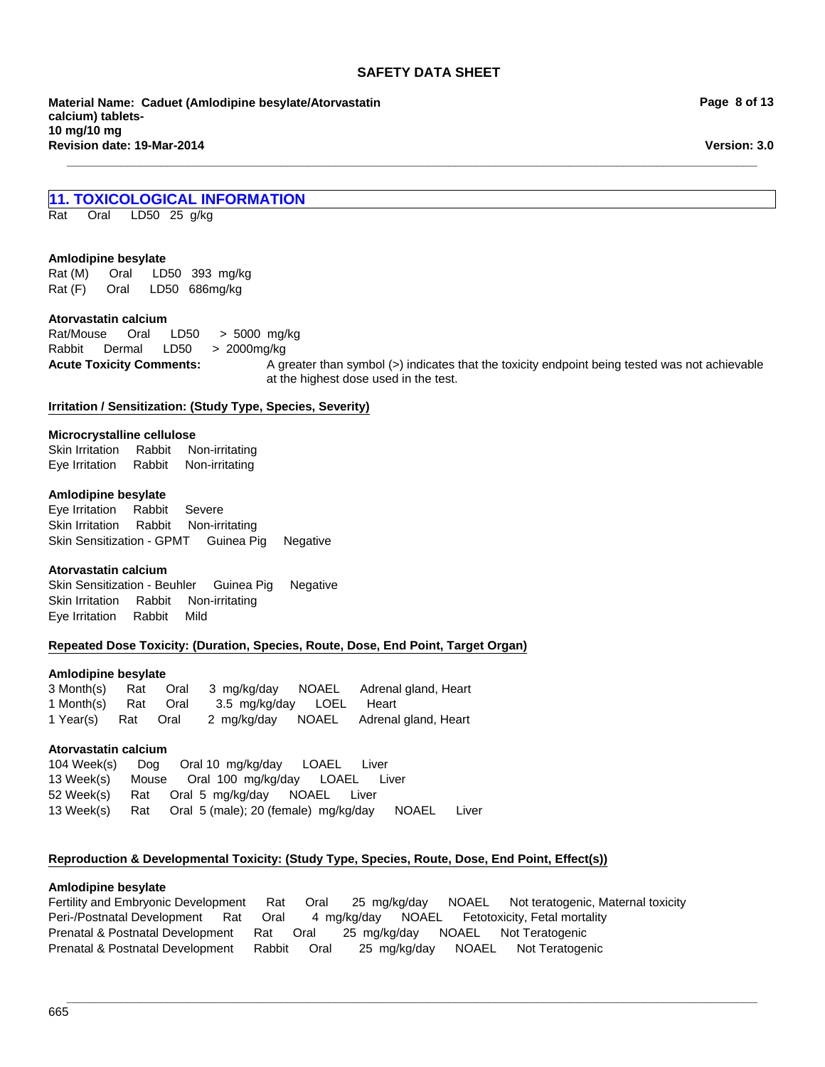## 11. TOXICOLOGICAL INFORMATION

Rat Oral LD50 25 g/kg

**Amlodipine besylate**

Rat (M) Oral LD50 393 mg/kg
Rat (F) Oral LD50 686mg/kg

**Atorvastatin calcium**

Rat/Mouse Oral LD50 > 5000 mg/kg
Rabbit Dermal LD50 > 2000mg/kg

**Acute Toxicity Comments:** A greater than symbol (>) indicates that the toxicity endpoint being tested was not achievable at the highest dose used in the test.

**Irritation / Sensitization: (Study Type, Species, Severity)**

**Microcrystalline cellulose**

Skin Irritation Rabbit Non-irritating
Eye Irritation Rabbit Non-irritating

**Amlodipine besylate**

Eye Irritation Rabbit Severe
Skin Irritation Rabbit Non-irritating
Skin Sensitization - GPMT Guinea Pig Negative

**Atorvastatin calcium**

Skin Sensitization - Beuhler Guinea Pig Negative
Skin Irritation Rabbit Non-irritating
Eye Irritation Rabbit Mild

**Repeated Dose Toxicity: (Duration, Species, Route, Dose, End Point, Target Organ)**

**Amlodipine besylate**

3 Month(s) Rat Oral 3 mg/kg/day NOAEL Adrenal gland, Heart
1 Month(s) Rat Oral 3.5 mg/kg/day LOEL Heart
1 Year(s) Rat Oral 2 mg/kg/day NOAEL Adrenal gland, Heart

**Atorvastatin calcium**

104 Week(s) Dog Oral 10 mg/kg/day LOAEL Liver
13 Week(s) Mouse Oral 100 mg/kg/day LOAEL Liver
52 Week(s) Rat Oral 5 mg/kg/day NOAEL Liver
13 Week(s) Rat Oral 5 (male); 20 (female) mg/kg/day NOAEL Liver

**Reproduction & Developmental Toxicity: (Study Type, Species, Route, Dose, End Point, Effect(s))**

**Amlodipine besylate**

Fertility and Embryonic Development Rat Oral 25 mg/kg/day NOAEL Not teratogenic, Maternal toxicity
Peri-/Postnatal Development Rat Oral 4 mg/kg/day NOAEL Fetotoxicity, Fetal mortality
Prenatal & Postnatal Development Rat Oral 25 mg/kg/day NOAEL Not Teratogenic
Prenatal & Postnatal Development Rabbit Oral 25 mg/kg/day NOAEL Not Teratogenic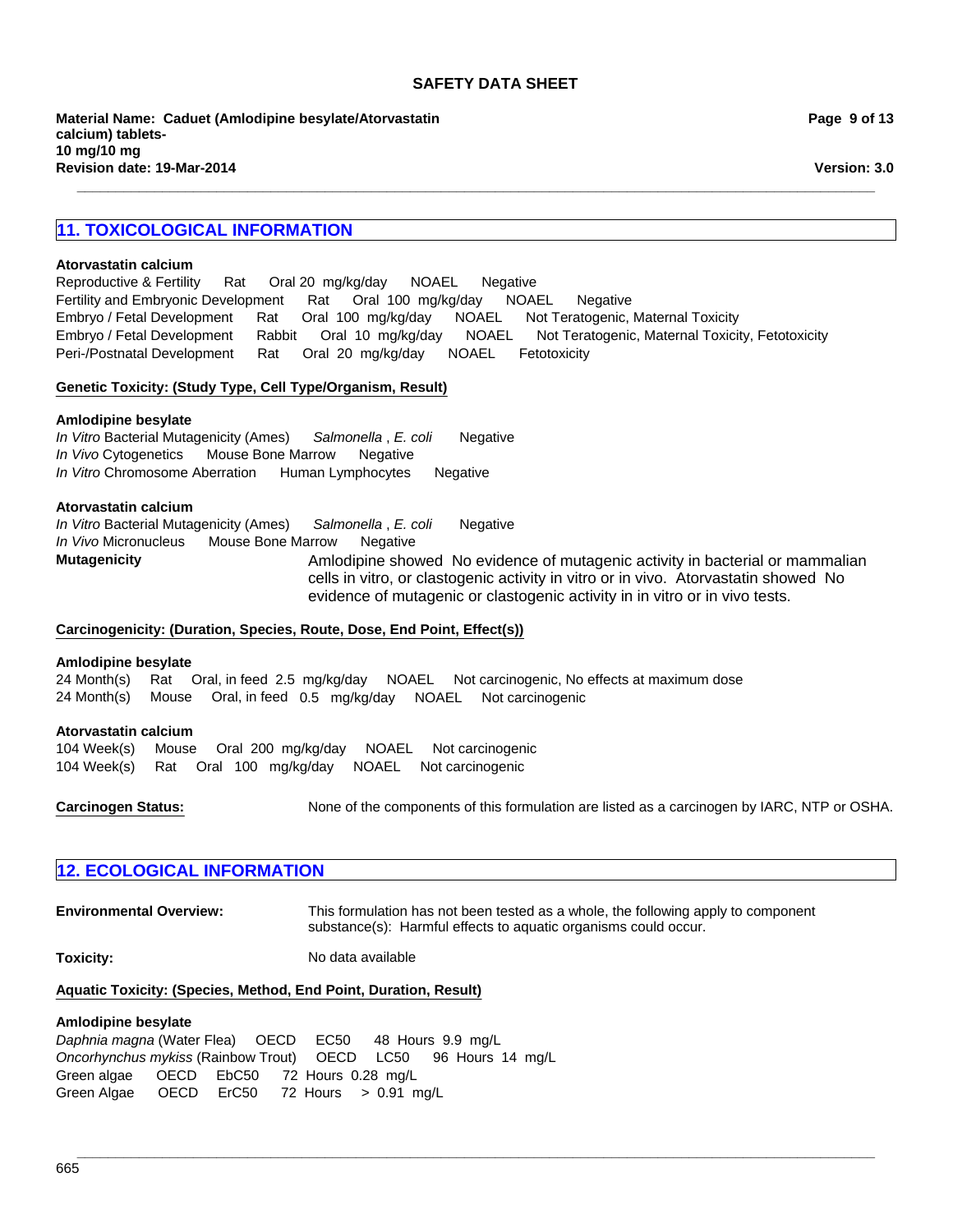## 11. TOXICOLOGICAL INFORMATION

**Atorvastatin calcium**

Reproductive & Fertility Rat Oral 20 mg/kg/day NOAEL Negative
Fertility and Embryonic Development Rat Oral 100 mg/kg/day NOAEL Negative
Embryo / Fetal Development Rat Oral 100 mg/kg/day NOAEL Not Teratogenic, Maternal Toxicity
Embryo / Fetal Development Rabbit Oral 10 mg/kg/day NOAEL Not Teratogenic, Maternal Toxicity, Fetotoxicity
Peri-/Postnatal Development Rat Oral 20 mg/kg/day NOAEL Fetotoxicity

**Genetic Toxicity: (Study Type, Cell Type/Organism, Result)**

**Amlodipine besylate**

*In Vitro* Bacterial Mutagenicity (Ames) *Salmonella* , *E. coli* Negative
*In Vivo* Cytogenetics Mouse Bone Marrow Negative
*In Vitro* Chromosome Aberration Human Lymphocytes Negative

**Atorvastatin calcium**

*In Vitro* Bacterial Mutagenicity (Ames) *Salmonella* , *E. coli* Negative
*In Vivo* Micronucleus Mouse Bone Marrow Negative

**Mutagenicity** Amlodipine showed No evidence of mutagenic activity in bacterial or mammalian cells in vitro, or clastogenic activity in vitro or in vivo. Atorvastatin showed No evidence of mutagenic or clastogenic activity in in vitro or in vivo tests.

**Carcinogenicity: (Duration, Species, Route, Dose, End Point, Effect(s))**

**Amlodipine besylate**

24 Month(s) Rat Oral, in feed 2.5 mg/kg/day NOAEL Not carcinogenic, No effects at maximum dose
24 Month(s) Mouse Oral, in feed 0.5 mg/kg/day NOAEL Not carcinogenic

**Atorvastatin calcium**

104 Week(s) Mouse Oral 200 mg/kg/day NOAEL Not carcinogenic
104 Week(s) Rat Oral 100 mg/kg/day NOAEL Not carcinogenic

**Carcinogen Status:** None of the components of this formulation are listed as a carcinogen by IARC, NTP or OSHA.

## 12. ECOLOGICAL INFORMATION

**Environmental Overview:** This formulation has not been tested as a whole, the following apply to component substance(s): Harmful effects to aquatic organisms could occur.

**Toxicity:** No data available

**Aquatic Toxicity: (Species, Method, End Point, Duration, Result)**

**Amlodipine besylate**

*Daphnia magna* (Water Flea) OECD EC50 48 Hours 9.9 mg/L
*Oncorhynchus mykiss* (Rainbow Trout) OECD LC50 96 Hours 14 mg/L
Green algae OECD EbC50 72 Hours 0.28 mg/L
Green Algae OECD ErC50 72 Hours > 0.91 mg/L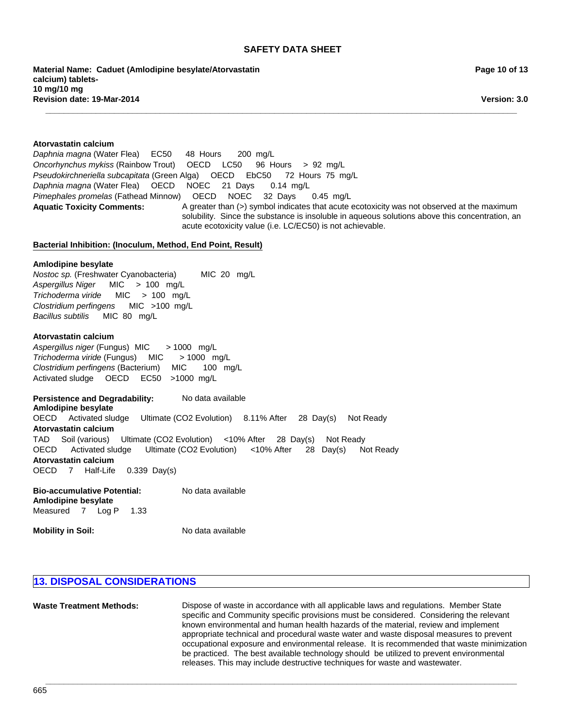**Atorvastatin calcium**

*Daphnia magna* (Water Flea) EC50 48 Hours 200 mg/L
*Oncorhynchus mykiss* (Rainbow Trout) OECD LC50 96 Hours > 92 mg/L
*Pseudokirchneriella subcapitata* (Green Alga) OECD EbC50 72 Hours 75 mg/L
*Daphnia magna* (Water Flea) OECD NOEC 21 Days 0.14 mg/L
*Pimephales promelas* (Fathead Minnow) OECD NOEC 32 Days 0.45 mg/L

**Aquatic Toxicity Comments:** A greater than (>) symbol indicates that acute ecotoxicity was not observed at the maximum solubility. Since the substance is insoluble in aqueous solutions above this concentration, an acute ecotoxicity value (i.e. LC/EC50) is not achievable.

**Bacterial Inhibition: (Inoculum, Method, End Point, Result)**

**Amlodipine besylate**

*Nostoc sp.* (Freshwater Cyanobacteria) MIC 20 mg/L
*Aspergillus Niger* MIC > 100 mg/L
*Trichoderma viride* MIC > 100 mg/L
*Clostridium perfingens* MIC >100 mg/L
*Bacillus subtilis* MIC 80 mg/L

**Atorvastatin calcium**

*Aspergillus niger* (Fungus) MIC > 1000 mg/L
*Trichoderma viride* (Fungus) MIC > 1000 mg/L
*Clostridium perfingens* (Bacterium) MIC 100 mg/L
Activated sludge OECD EC50 >1000 mg/L

**Persistence and Degradability:** No data available

**Amlodipine besylate**

OECD Activated sludge Ultimate (CO2 Evolution) 8.11% After 28 Day(s) Not Ready

**Atorvastatin calcium**

TAD Soil (various) Ultimate (CO2 Evolution) <10% After 28 Day(s) Not Ready
OECD Activated sludge Ultimate (CO2 Evolution) <10% After 28 Day(s) Not Ready

**Atorvastatin calcium**

OECD 7 Half-Life 0.339 Day(s)

**Bio-accumulative Potential:** No data available

**Amlodipine besylate**

Measured 7 Log P 1.33

**Mobility in Soil:** No data available

## 13. DISPOSAL CONSIDERATIONS

**Waste Treatment Methods:** Dispose of waste in accordance with all applicable laws and regulations. Member State specific and Community specific provisions must be considered. Considering the relevant known environmental and human health hazards of the material, review and implement appropriate technical and procedural waste water and waste disposal measures to prevent occupational exposure and environmental release. It is recommended that waste minimization be practiced. The best available technology should be utilized to prevent environmental releases. This may include destructive techniques for waste and wastewater.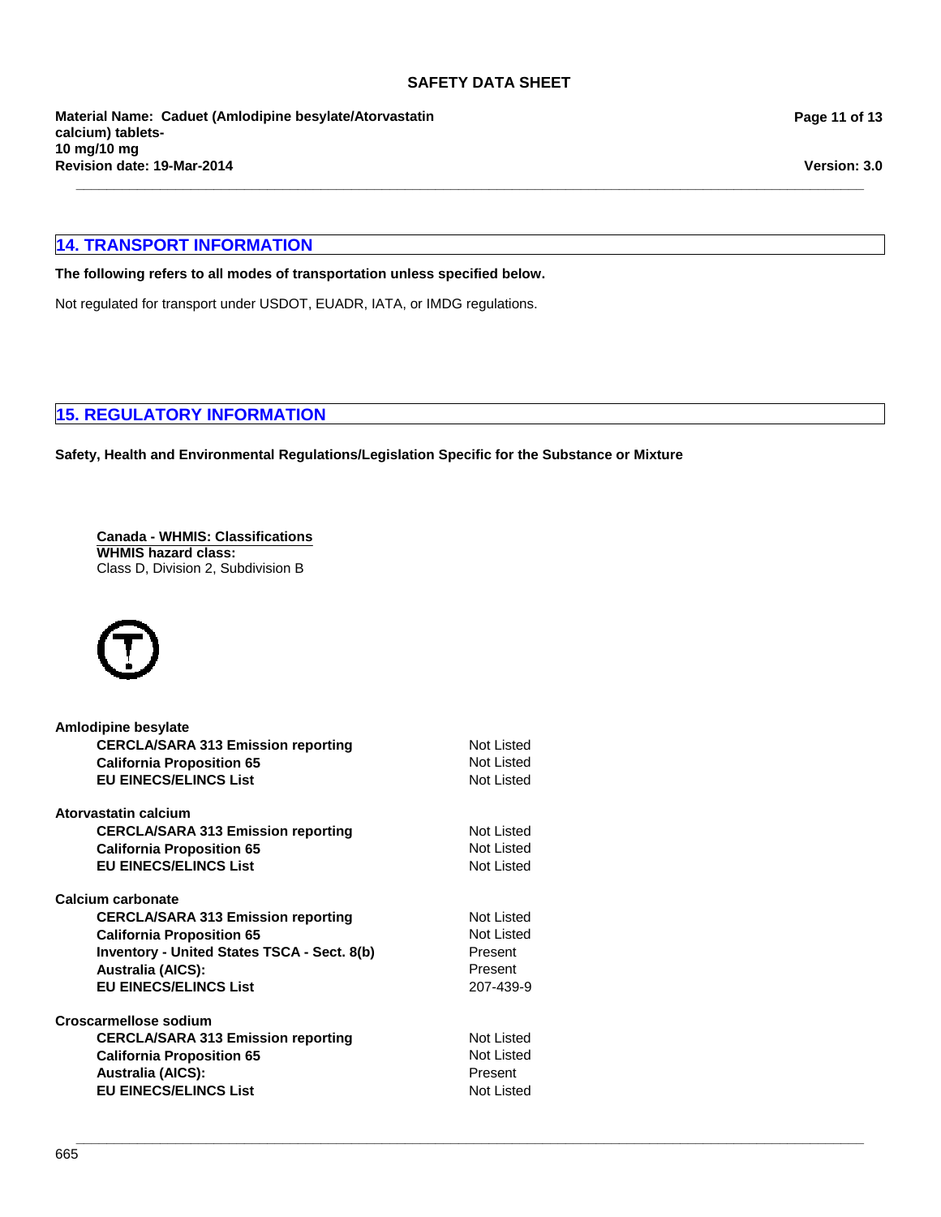## 14. TRANSPORT INFORMATION

**The following refers to all modes of transportation unless specified below.**

Not regulated for transport under USDOT, EUADR, IATA, or IMDG regulations.

## 15. REGULATORY INFORMATION

**Safety, Health and Environmental Regulations/Legislation Specific for the Substance or Mixture**

**Canada - WHMIS: Classifications**
**WHMIS hazard class:**
Class D, Division 2, Subdivision B

**Amlodipine besylate**

| | |
|---|---|
| **CERCLA/SARA 313 Emission reporting** | Not Listed |
| **California Proposition 65** | Not Listed |
| **EU EINECS/ELINCS List** | Not Listed |

**Atorvastatin calcium**

| | |
|---|---|
| **CERCLA/SARA 313 Emission reporting** | Not Listed |
| **California Proposition 65** | Not Listed |
| **EU EINECS/ELINCS List** | Not Listed |

**Calcium carbonate**

| | |
|---|---|
| **CERCLA/SARA 313 Emission reporting** | Not Listed |
| **California Proposition 65** | Not Listed |
| **Inventory - United States TSCA - Sect. 8(b)** | Present |
| **Australia (AICS):** | Present |
| **EU EINECS/ELINCS List** | 207-439-9 |

**Croscarmellose sodium**

| | |
|---|---|
| **CERCLA/SARA 313 Emission reporting** | Not Listed |
| **California Proposition 65** | Not Listed |
| **Australia (AICS):** | Present |
| **EU EINECS/ELINCS List** | Not Listed |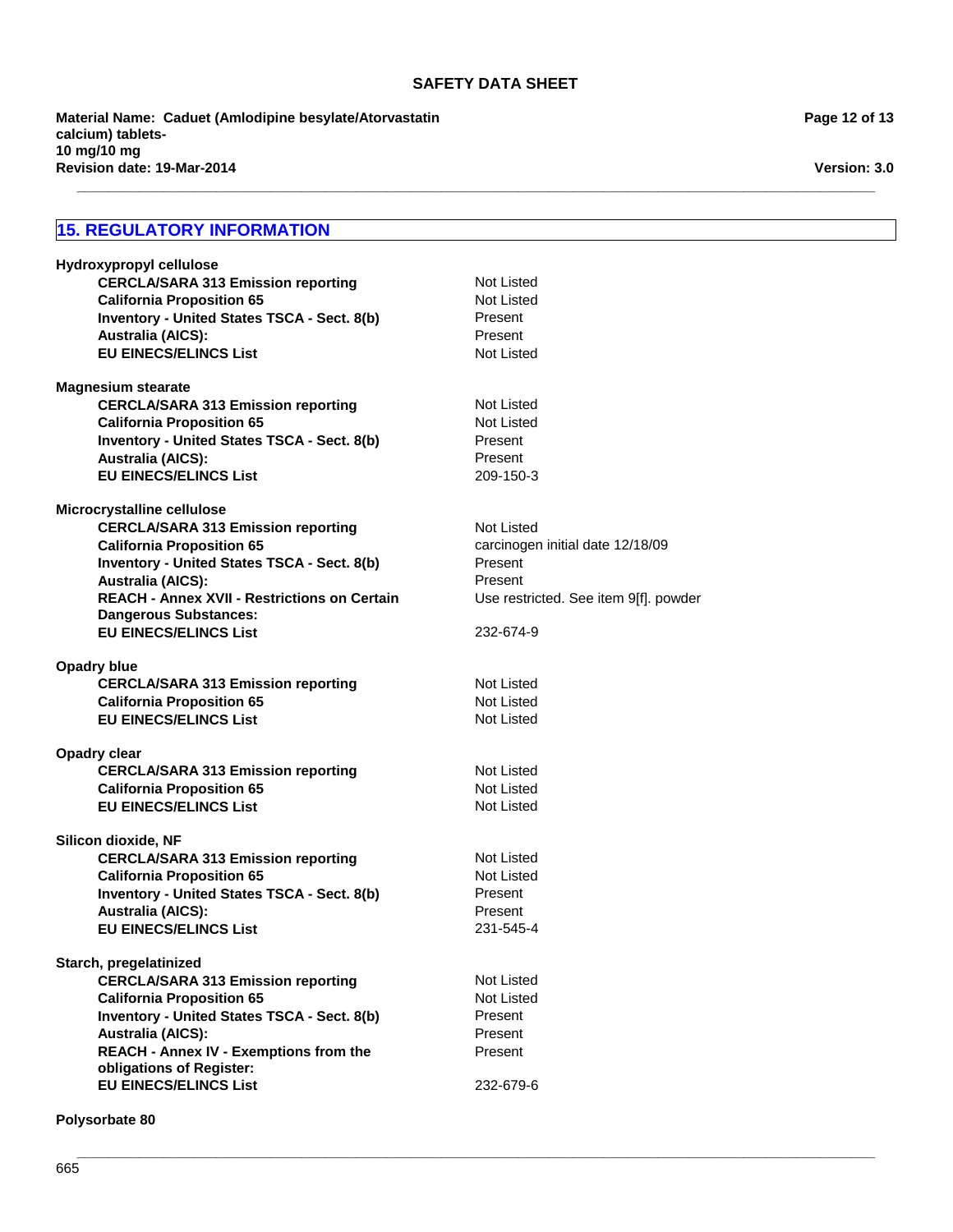## 15. REGULATORY INFORMATION

**Hydroxypropyl cellulose**

| | |
|---|---|
| **CERCLA/SARA 313 Emission reporting** | Not Listed |
| **California Proposition 65** | Not Listed |
| **Inventory - United States TSCA - Sect. 8(b)** | Present |
| **Australia (AICS):** | Present |
| **EU EINECS/ELINCS List** | Not Listed |

**Magnesium stearate**

| | |
|---|---|
| **CERCLA/SARA 313 Emission reporting** | Not Listed |
| **California Proposition 65** | Not Listed |
| **Inventory - United States TSCA - Sect. 8(b)** | Present |
| **Australia (AICS):** | Present |
| **EU EINECS/ELINCS List** | 209-150-3 |

**Microcrystalline cellulose**

| | |
|---|---|
| **CERCLA/SARA 313 Emission reporting** | Not Listed |
| **California Proposition 65** | carcinogen initial date 12/18/09 |
| **Inventory - United States TSCA - Sect. 8(b)** | Present |
| **Australia (AICS):** | Present |
| **REACH - Annex XVII - Restrictions on Certain Dangerous Substances:** | Use restricted. See item 9[f]. powder |
| **EU EINECS/ELINCS List** | 232-674-9 |

**Opadry blue**

| | |
|---|---|
| **CERCLA/SARA 313 Emission reporting** | Not Listed |
| **California Proposition 65** | Not Listed |
| **EU EINECS/ELINCS List** | Not Listed |

**Opadry clear**

| | |
|---|---|
| **CERCLA/SARA 313 Emission reporting** | Not Listed |
| **California Proposition 65** | Not Listed |
| **EU EINECS/ELINCS List** | Not Listed |

**Silicon dioxide, NF**

| | |
|---|---|
| **CERCLA/SARA 313 Emission reporting** | Not Listed |
| **California Proposition 65** | Not Listed |
| **Inventory - United States TSCA - Sect. 8(b)** | Present |
| **Australia (AICS):** | Present |
| **EU EINECS/ELINCS List** | 231-545-4 |

**Starch, pregelatinized**

| | |
|---|---|
| **CERCLA/SARA 313 Emission reporting** | Not Listed |
| **California Proposition 65** | Not Listed |
| **Inventory - United States TSCA - Sect. 8(b)** | Present |
| **Australia (AICS):** | Present |
| **REACH - Annex IV - Exemptions from the obligations of Register:** | Present |
| **EU EINECS/ELINCS List** | 232-679-6 |

**Polysorbate 80**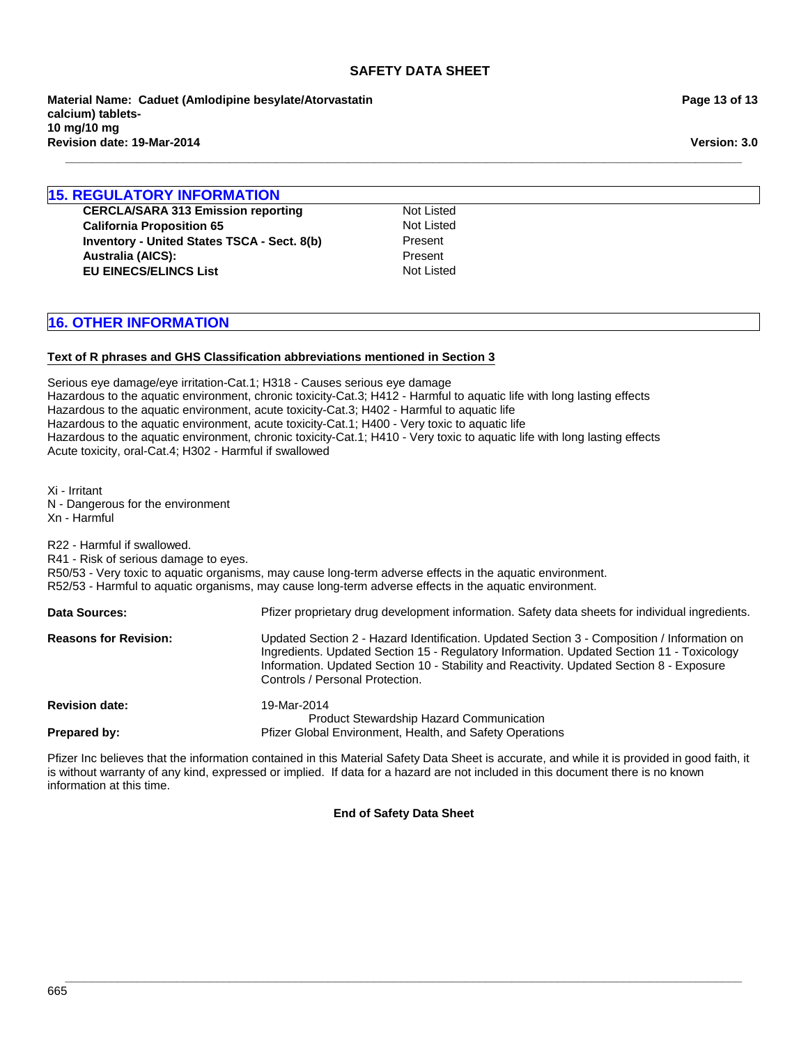## 15. REGULATORY INFORMATION

| | |
|---|---|
| **CERCLA/SARA 313 Emission reporting** | Not Listed |
| **California Proposition 65** | Not Listed |
| **Inventory - United States TSCA - Sect. 8(b)** | Present |
| **Australia (AICS):** | Present |
| **EU EINECS/ELINCS List** | Not Listed |

## 16. OTHER INFORMATION

**Text of R phrases and GHS Classification abbreviations mentioned in Section 3**

Serious eye damage/eye irritation-Cat.1; H318 - Causes serious eye damage
Hazardous to the aquatic environment, chronic toxicity-Cat.3; H412 - Harmful to aquatic life with long lasting effects
Hazardous to the aquatic environment, acute toxicity-Cat.3; H402 - Harmful to aquatic life
Hazardous to the aquatic environment, acute toxicity-Cat.1; H400 - Very toxic to aquatic life
Hazardous to the aquatic environment, chronic toxicity-Cat.1; H410 - Very toxic to aquatic life with long lasting effects
Acute toxicity, oral-Cat.4; H302 - Harmful if swallowed

Xi - Irritant
N - Dangerous for the environment
Xn - Harmful

R22 - Harmful if swallowed.
R41 - Risk of serious damage to eyes.
R50/53 - Very toxic to aquatic organisms, may cause long-term adverse effects in the aquatic environment.
R52/53 - Harmful to aquatic organisms, may cause long-term adverse effects in the aquatic environment.

| | |
|---|---|
| **Data Sources:** | Pfizer proprietary drug development information. Safety data sheets for individual ingredients. |
| **Reasons for Revision:** | Updated Section 2 - Hazard Identification. Updated Section 3 - Composition / Information on Ingredients. Updated Section 15 - Regulatory Information. Updated Section 11 - Toxicology Information. Updated Section 10 - Stability and Reactivity. Updated Section 8 - Exposure Controls / Personal Protection. |
| **Revision date:** | 19-Mar-2014 |
| **Prepared by:** | Product Stewardship Hazard Communication<br>Pfizer Global Environment, Health, and Safety Operations |

Pfizer Inc believes that the information contained in this Material Safety Data Sheet is accurate, and while it is provided in good faith, it is without warranty of any kind, expressed or implied. If data for a hazard are not included in this document there is no known information at this time.

**End of Safety Data Sheet**